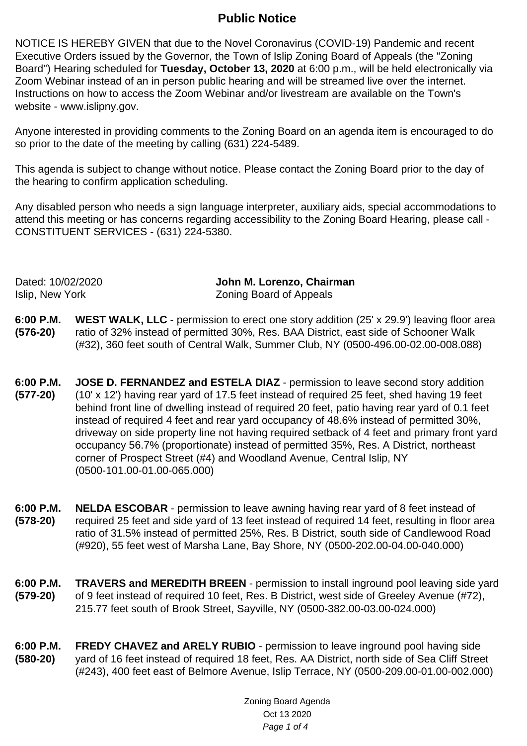# Public Notice

NOTICE IS HEREBY GIVEN that due to the Novel Coronavirus (COVID-19) Pandemic and recent Executive Orders issued by the Governor, the Town of Islip Zoning Board of Appeals (the "Zoning Board") Hearing scheduled for **Tuesday, October 13, 2020** at 6:00 p.m., will be held electronically via Zoom Webinar instead of an in person public hearing and will be streamed live over the internet. Instructions on how to access the Zoom Webinar and/or livestream are available on the Town's website - www.islipny.gov.

Anyone interested in providing comments to the Zoning Board on an agenda item is encouraged to do so prior to the date of the meeting by calling (631) 224-5489.

This agenda is subject to change without notice. Please contact the Zoning Board prior to the day of the hearing to confirm application scheduling.

Any disabled person who needs a sign language interpreter, auxiliary aids, special accommodations to attend this meeting or has concerns regarding accessibility to the Zoning Board Hearing, please call - CONSTITUENT SERVICES - (631) 224-5380.

Dated: 10/02/2020
Islip, New York

**John M. Lorenzo, Chairman**
Zoning Board of Appeals

**6:00 P.M. (576-20)** **WEST WALK, LLC** - permission to erect one story addition (25' x 29.9') leaving floor area ratio of 32% instead of permitted 30%, Res. BAA District, east side of Schooner Walk (#32), 360 feet south of Central Walk, Summer Club, NY (0500-496.00-02.00-008.088)

**6:00 P.M. (577-20)** **JOSE D. FERNANDEZ and ESTELA DIAZ** - permission to leave second story addition (10' x 12') having rear yard of 17.5 feet instead of required 25 feet, shed having 19 feet behind front line of dwelling instead of required 20 feet, patio having rear yard of 0.1 feet instead of required 4 feet and rear yard occupancy of 48.6% instead of permitted 30%, driveway on side property line not having required setback of 4 feet and primary front yard occupancy 56.7% (proportionate) instead of permitted 35%, Res. A District, northeast corner of Prospect Street (#4) and Woodland Avenue, Central Islip, NY (0500-101.00-01.00-065.000)

**6:00 P.M. (578-20)** **NELDA ESCOBAR** - permission to leave awning having rear yard of 8 feet instead of required 25 feet and side yard of 13 feet instead of required 14 feet, resulting in floor area ratio of 31.5% instead of permitted 25%, Res. B District, south side of Candlewood Road (#920), 55 feet west of Marsha Lane, Bay Shore, NY (0500-202.00-04.00-040.000)

**6:00 P.M. (579-20)** **TRAVERS and MEREDITH BREEN** - permission to install inground pool leaving side yard of 9 feet instead of required 10 feet, Res. B District, west side of Greeley Avenue (#72), 215.77 feet south of Brook Street, Sayville, NY (0500-382.00-03.00-024.000)

**6:00 P.M. (580-20)** **FREDY CHAVEZ and ARELY RUBIO** - permission to leave inground pool having side yard of 16 feet instead of required 18 feet, Res. AA District, north side of Sea Cliff Street (#243), 400 feet east of Belmore Avenue, Islip Terrace, NY (0500-209.00-01.00-002.000)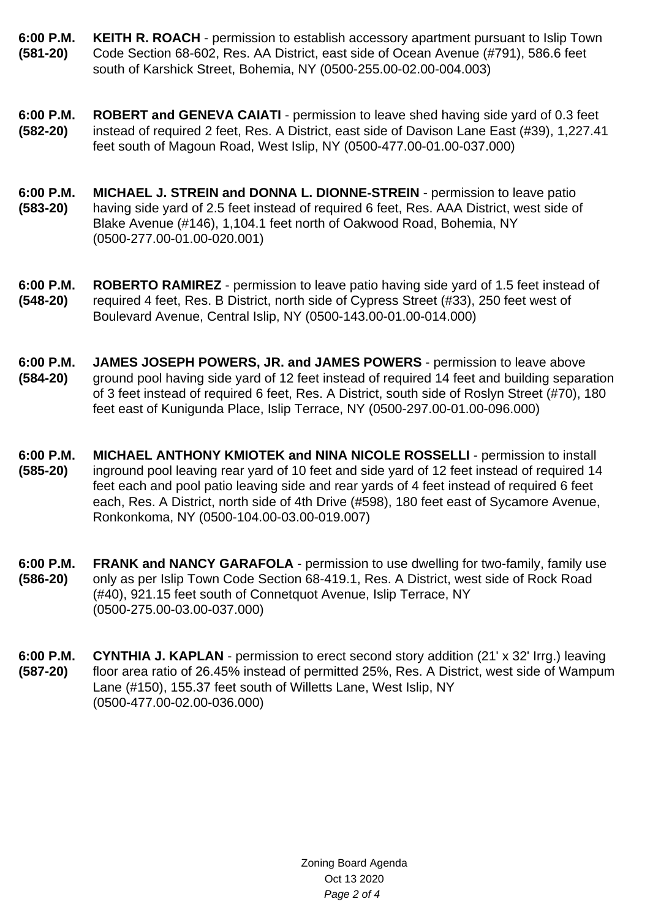**6:00 P.M.**
**(581-20)**

**KEITH R. ROACH** - permission to establish accessory apartment pursuant to Islip Town Code Section 68-602, Res. AA District, east side of Ocean Avenue (#791), 586.6 feet south of Karshick Street, Bohemia, NY (0500-255.00-02.00-004.003)

**6:00 P.M.**
**(582-20)**

**ROBERT and GENEVA CAIATI** - permission to leave shed having side yard of 0.3 feet instead of required 2 feet, Res. A District, east side of Davison Lane East (#39), 1,227.41 feet south of Magoun Road, West Islip, NY (0500-477.00-01.00-037.000)

**6:00 P.M.**
**(583-20)**

**MICHAEL J. STREIN and DONNA L. DIONNE-STREIN** - permission to leave patio having side yard of 2.5 feet instead of required 6 feet, Res. AAA District, west side of Blake Avenue (#146), 1,104.1 feet north of Oakwood Road, Bohemia, NY (0500-277.00-01.00-020.001)

**6:00 P.M.**
**(548-20)**

**ROBERTO RAMIREZ** - permission to leave patio having side yard of 1.5 feet instead of required 4 feet, Res. B District, north side of Cypress Street (#33), 250 feet west of Boulevard Avenue, Central Islip, NY (0500-143.00-01.00-014.000)

**6:00 P.M.**
**(584-20)**

**JAMES JOSEPH POWERS, JR. and JAMES POWERS** - permission to leave above ground pool having side yard of 12 feet instead of required 14 feet and building separation of 3 feet instead of required 6 feet, Res. A District, south side of Roslyn Street (#70), 180 feet east of Kunigunda Place, Islip Terrace, NY (0500-297.00-01.00-096.000)

**6:00 P.M.**
**(585-20)**

**MICHAEL ANTHONY KMIOTEK and NINA NICOLE ROSSELLI** - permission to install inground pool leaving rear yard of 10 feet and side yard of 12 feet instead of required 14 feet each and pool patio leaving side and rear yards of 4 feet instead of required 6 feet each, Res. A District, north side of 4th Drive (#598), 180 feet east of Sycamore Avenue, Ronkonkoma, NY (0500-104.00-03.00-019.007)

**6:00 P.M.**
**(586-20)**

**FRANK and NANCY GARAFOLA** - permission to use dwelling for two-family, family use only as per Islip Town Code Section 68-419.1, Res. A District, west side of Rock Road (#40), 921.15 feet south of Connetquot Avenue, Islip Terrace, NY (0500-275.00-03.00-037.000)

**6:00 P.M.**
**(587-20)**

**CYNTHIA J. KAPLAN** - permission to erect second story addition (21' x 32' Irrg.) leaving floor area ratio of 26.45% instead of permitted 25%, Res. A District, west side of Wampum Lane (#150), 155.37 feet south of Willetts Lane, West Islip, NY (0500-477.00-02.00-036.000)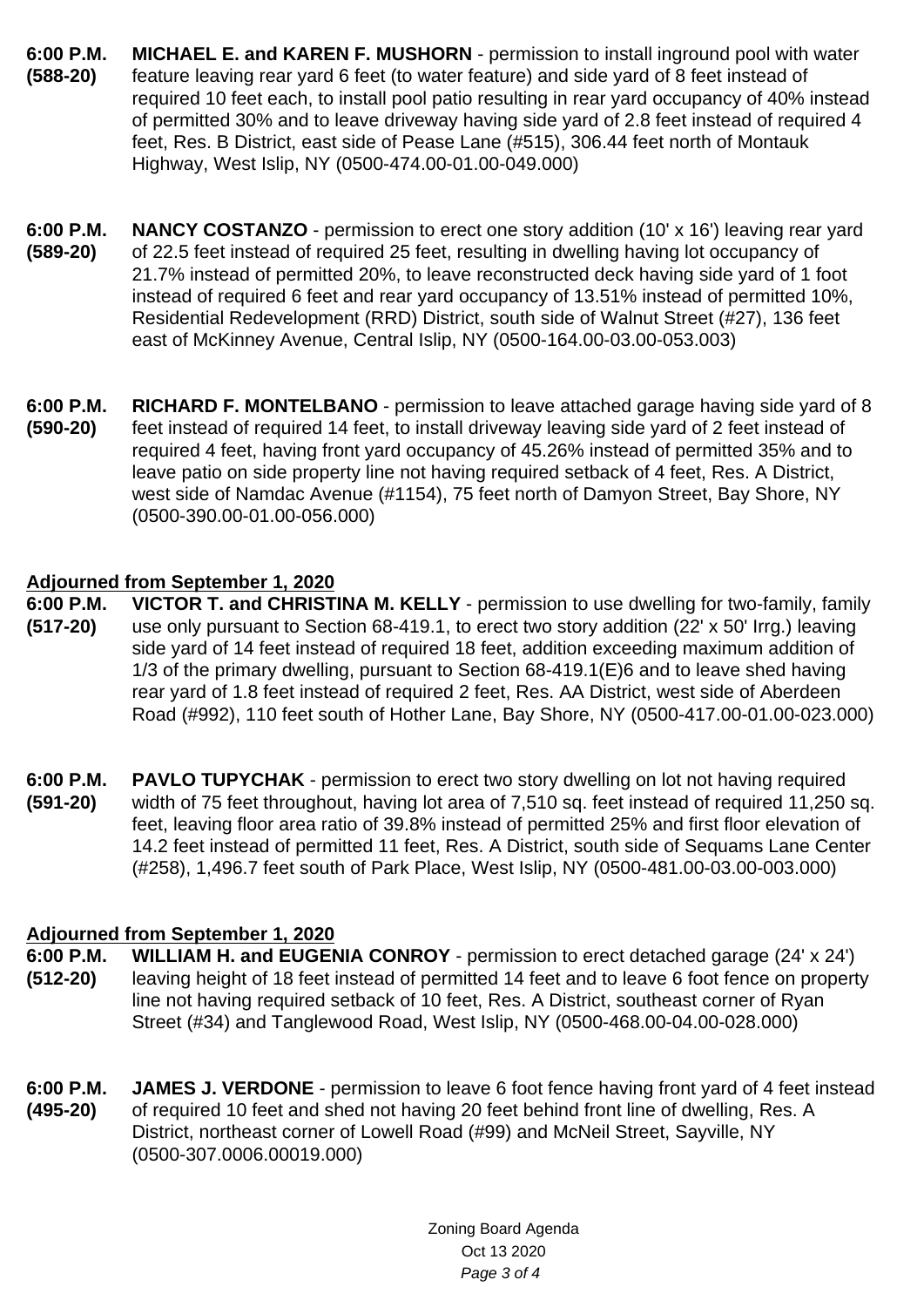**6:00 P.M.** **MICHAEL E. and KAREN F. MUSHORN** - permission to install inground pool with water
**(588-20)** feature leaving rear yard 6 feet (to water feature) and side yard of 8 feet instead of required 10 feet each, to install pool patio resulting in rear yard occupancy of 40% instead of permitted 30% and to leave driveway having side yard of 2.8 feet instead of required 4 feet, Res. B District, east side of Pease Lane (#515), 306.44 feet north of Montauk Highway, West Islip, NY (0500-474.00-01.00-049.000)

**6:00 P.M.** **NANCY COSTANZO** - permission to erect one story addition (10' x 16') leaving rear yard
**(589-20)** of 22.5 feet instead of required 25 feet, resulting in dwelling having lot occupancy of 21.7% instead of permitted 20%, to leave reconstructed deck having side yard of 1 foot instead of required 6 feet and rear yard occupancy of 13.51% instead of permitted 10%, Residential Redevelopment (RRD) District, south side of Walnut Street (#27), 136 feet east of McKinney Avenue, Central Islip, NY (0500-164.00-03.00-053.003)

**6:00 P.M.** **RICHARD F. MONTELBANO** - permission to leave attached garage having side yard of 8
**(590-20)** feet instead of required 14 feet, to install driveway leaving side yard of 2 feet instead of required 4 feet, having front yard occupancy of 45.26% instead of permitted 35% and to leave patio on side property line not having required setback of 4 feet, Res. A District, west side of Namdac Avenue (#1154), 75 feet north of Damyon Street, Bay Shore, NY (0500-390.00-01.00-056.000)

**Adjourned from September 1, 2020**

**6:00 P.M.** **VICTOR T. and CHRISTINA M. KELLY** - permission to use dwelling for two-family, family
**(517-20)** use only pursuant to Section 68-419.1, to erect two story addition (22' x 50' Irrg.) leaving side yard of 14 feet instead of required 18 feet, addition exceeding maximum addition of 1/3 of the primary dwelling, pursuant to Section 68-419.1(E)6 and to leave shed having rear yard of 1.8 feet instead of required 2 feet, Res. AA District, west side of Aberdeen Road (#992), 110 feet south of Hother Lane, Bay Shore, NY (0500-417.00-01.00-023.000)

**6:00 P.M.** **PAVLO TUPYCHAK** - permission to erect two story dwelling on lot not having required
**(591-20)** width of 75 feet throughout, having lot area of 7,510 sq. feet instead of required 11,250 sq. feet, leaving floor area ratio of 39.8% instead of permitted 25% and first floor elevation of 14.2 feet instead of permitted 11 feet, Res. A District, south side of Sequams Lane Center (#258), 1,496.7 feet south of Park Place, West Islip, NY (0500-481.00-03.00-003.000)

**Adjourned from September 1, 2020**

**6:00 P.M.** **WILLIAM H. and EUGENIA CONROY** - permission to erect detached garage (24' x 24')
**(512-20)** leaving height of 18 feet instead of permitted 14 feet and to leave 6 foot fence on property line not having required setback of 10 feet, Res. A District, southeast corner of Ryan Street (#34) and Tanglewood Road, West Islip, NY (0500-468.00-04.00-028.000)

**6:00 P.M.** **JAMES J. VERDONE** - permission to leave 6 foot fence having front yard of 4 feet instead
**(495-20)** of required 10 feet and shed not having 20 feet behind front line of dwelling, Res. A District, northeast corner of Lowell Road (#99) and McNeil Street, Sayville, NY (0500-307.0006.00019.000)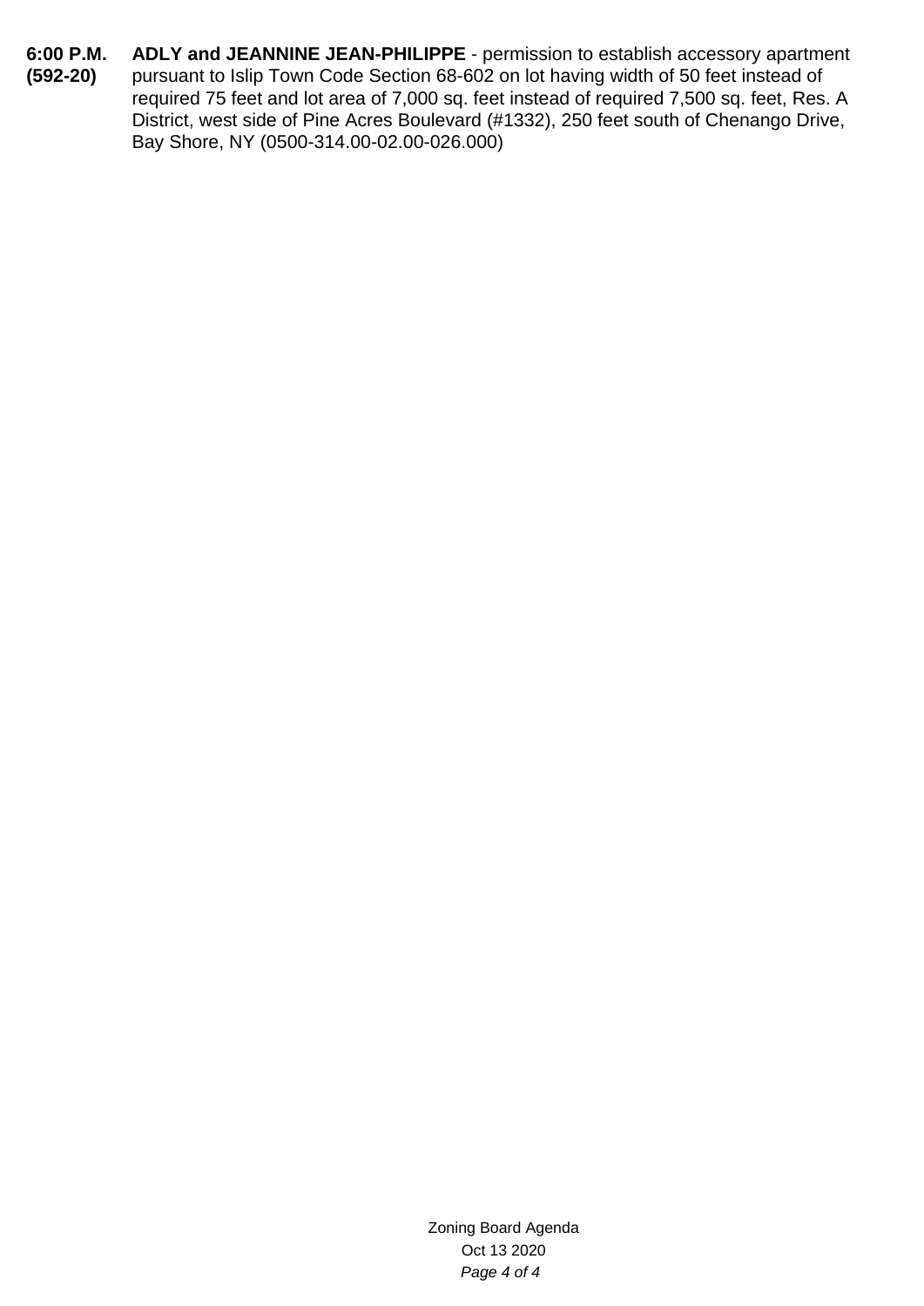**6:00 P.M.** **ADLY and JEANNINE JEAN-PHILIPPE** - permission to establish accessory apartment
**(592-20)** pursuant to Islip Town Code Section 68-602 on lot having width of 50 feet instead of required 75 feet and lot area of 7,000 sq. feet instead of required 7,500 sq. feet, Res. A District, west side of Pine Acres Boulevard (#1332), 250 feet south of Chenango Drive, Bay Shore, NY (0500-314.00-02.00-026.000)